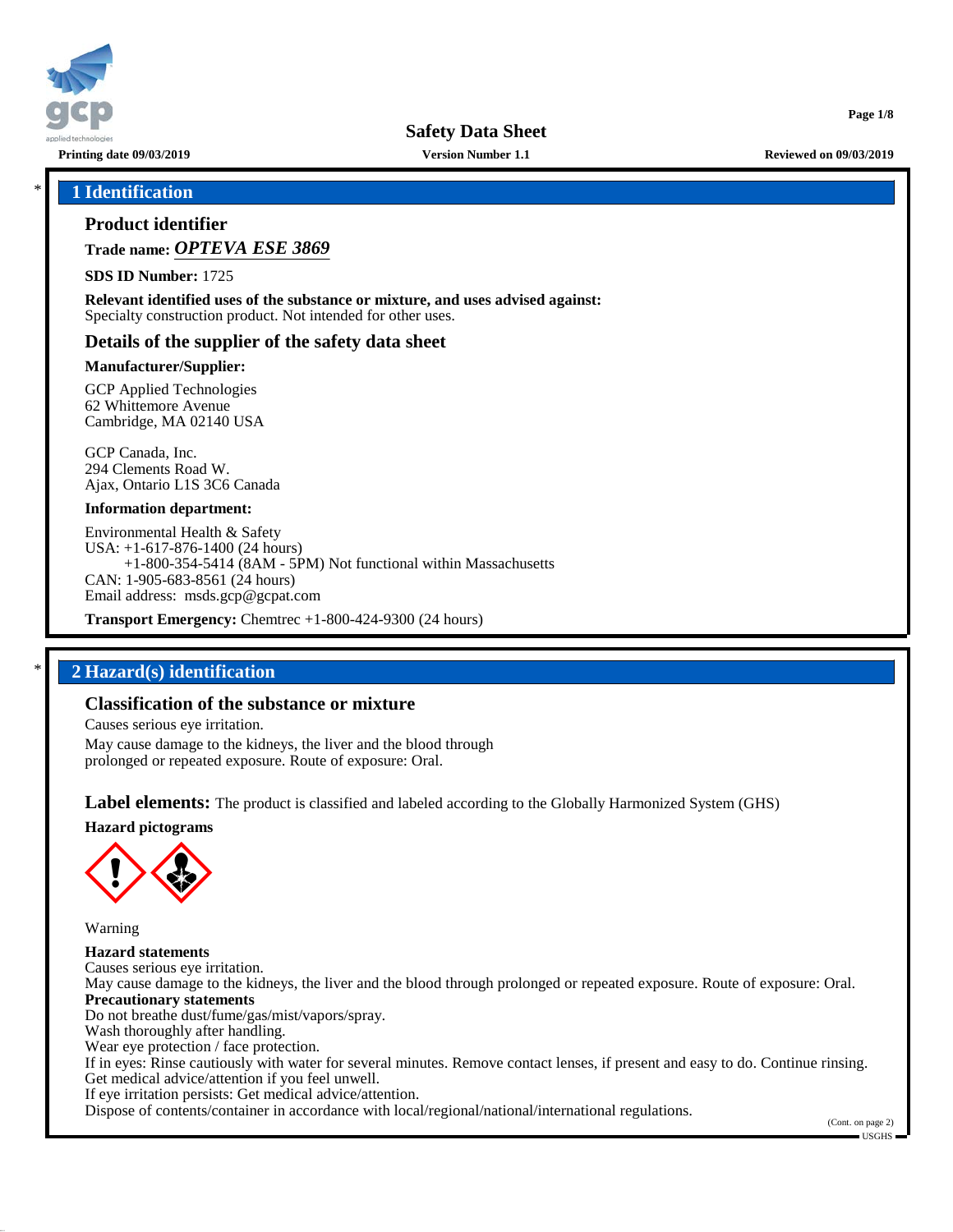# Safety Data Sheet

**Printing date 09/03/2019** **Version Number 1.1** **Reviewed on 09/03/2019**

## 1 Identification

### Product identifier

**Trade name:** ***OPTEVA ESE 3869***

**SDS ID Number:** 1725

**Relevant identified uses of the substance or mixture, and uses advised against:**
Specialty construction product. Not intended for other uses.

### Details of the supplier of the safety data sheet

**Manufacturer/Supplier:**

GCP Applied Technologies
62 Whittemore Avenue
Cambridge, MA 02140 USA

GCP Canada, Inc.
294 Clements Road W.
Ajax, Ontario L1S 3C6 Canada

**Information department:**

Environmental Health & Safety
USA: +1-617-876-1400 (24 hours)
+1-800-354-5414 (8AM - 5PM) Not functional within Massachusetts
CAN: 1-905-683-8561 (24 hours)
Email address: msds.gcp@gcpat.com

**Transport Emergency:** Chemtrec +1-800-424-9300 (24 hours)

## 2 Hazard(s) identification

### Classification of the substance or mixture

Causes serious eye irritation.

May cause damage to the kidneys, the liver and the blood through prolonged or repeated exposure. Route of exposure: Oral.

**Label elements:** The product is classified and labeled according to the Globally Harmonized System (GHS)

**Hazard pictograms**

Warning

**Hazard statements**
Causes serious eye irritation.
May cause damage to the kidneys, the liver and the blood through prolonged or repeated exposure. Route of exposure: Oral.

**Precautionary statements**
Do not breathe dust/fume/gas/mist/vapors/spray.
Wash thoroughly after handling.
Wear eye protection / face protection.
If in eyes: Rinse cautiously with water for several minutes. Remove contact lenses, if present and easy to do. Continue rinsing.
Get medical advice/attention if you feel unwell.
If eye irritation persists: Get medical advice/attention.
Dispose of contents/container in accordance with local/regional/national/international regulations.

(Cont. on page 2)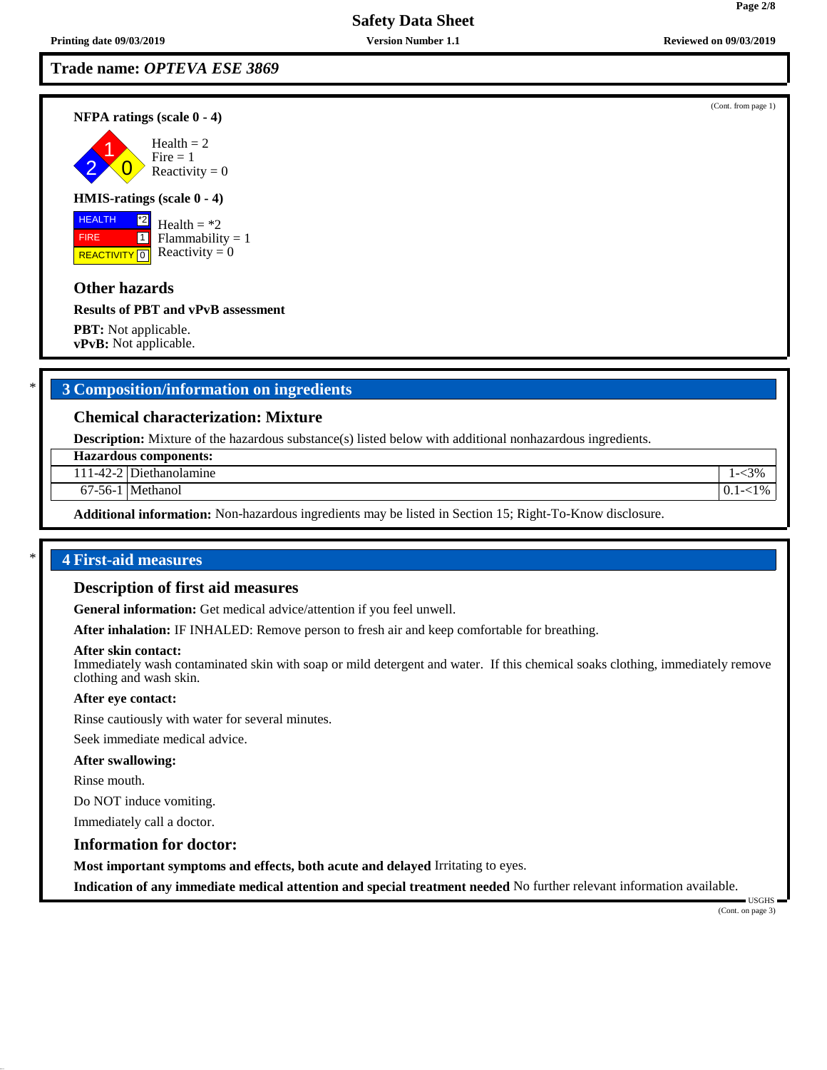## Trade name: *OPTEVA ESE 3869*

(Cont. from page 1)

**NFPA ratings (scale 0 - 4)**

Health = 2
Fire = 1
Reactivity = 0

**HMIS-ratings (scale 0 - 4)**

| HEALTH | *2 |
|---|---|
| FIRE | 1 |
| REACTIVITY | 0 |

Health = *2
Flammability = 1
Reactivity = 0

### Other hazards

**Results of PBT and vPvB assessment**

**PBT:** Not applicable.
**vPvB:** Not applicable.

## 3 Composition/information on ingredients

### Chemical characterization: Mixture

**Description:** Mixture of the hazardous substance(s) listed below with additional nonhazardous ingredients.

| Hazardous components: | | |
|---|---|---|
| 111-42-2 | Diethanolamine | 1-<3% |
| 67-56-1 | Methanol | 0.1-<1% |

**Additional information:** Non-hazardous ingredients may be listed in Section 15; Right-To-Know disclosure.

## 4 First-aid measures

### Description of first aid measures

**General information:** Get medical advice/attention if you feel unwell.

**After inhalation:** IF INHALED: Remove person to fresh air and keep comfortable for breathing.

**After skin contact:**
Immediately wash contaminated skin with soap or mild detergent and water. If this chemical soaks clothing, immediately remove clothing and wash skin.

**After eye contact:**

Rinse cautiously with water for several minutes.

Seek immediate medical advice.

**After swallowing:**

Rinse mouth.

Do NOT induce vomiting.

Immediately call a doctor.

### Information for doctor:

**Most important symptoms and effects, both acute and delayed** Irritating to eyes.

**Indication of any immediate medical attention and special treatment needed** No further relevant information available.

(Cont. on page 3)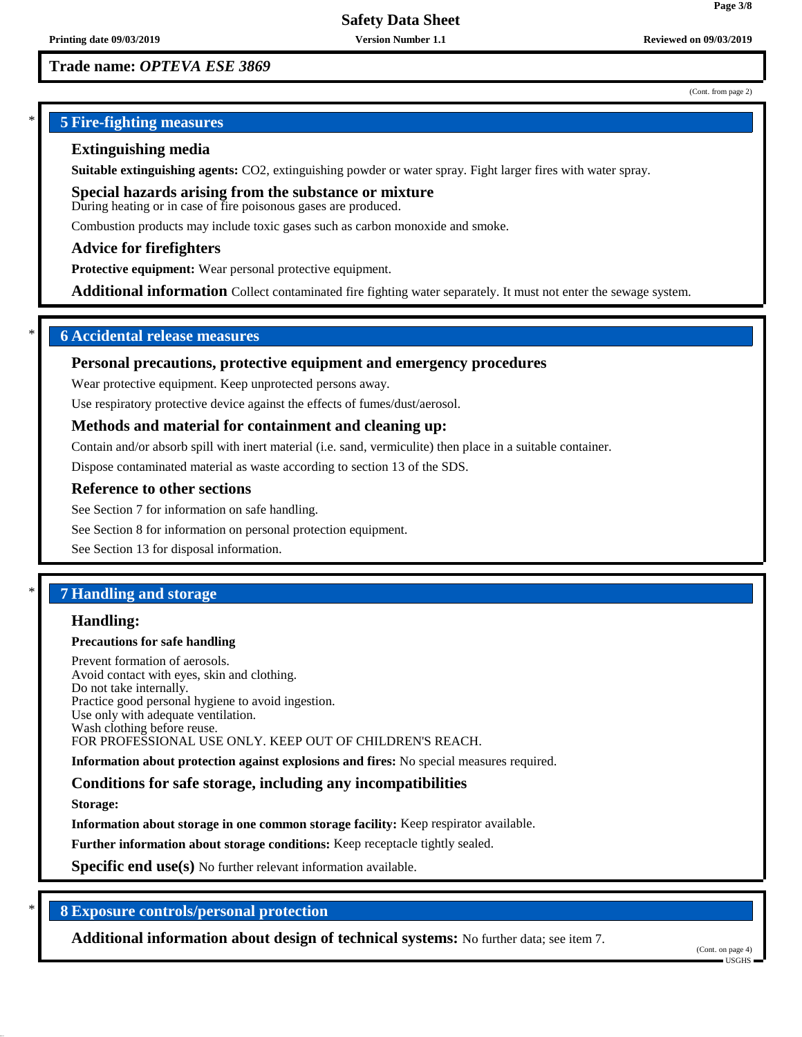**Trade name:** ***OPTEVA ESE 3869***

(Cont. from page 2)

## 5 Fire-fighting measures

### Extinguishing media

**Suitable extinguishing agents:** $CO_2$, extinguishing powder or water spray. Fight larger fires with water spray.

### Special hazards arising from the substance or mixture

During heating or in case of fire poisonous gases are produced.

Combustion products may include toxic gases such as carbon monoxide and smoke.

### Advice for firefighters

**Protective equipment:** Wear personal protective equipment.

**Additional information** Collect contaminated fire fighting water separately. It must not enter the sewage system.

## 6 Accidental release measures

### Personal precautions, protective equipment and emergency procedures

Wear protective equipment. Keep unprotected persons away.

Use respiratory protective device against the effects of fumes/dust/aerosol.

### Methods and material for containment and cleaning up:

Contain and/or absorb spill with inert material (i.e. sand, vermiculite) then place in a suitable container.

Dispose contaminated material as waste according to section 13 of the SDS.

### Reference to other sections

See Section 7 for information on safe handling.

See Section 8 for information on personal protection equipment.

See Section 13 for disposal information.

## 7 Handling and storage

### Handling:

**Precautions for safe handling**

Prevent formation of aerosols.
Avoid contact with eyes, skin and clothing.
Do not take internally.
Practice good personal hygiene to avoid ingestion.
Use only with adequate ventilation.
Wash clothing before reuse.
FOR PROFESSIONAL USE ONLY. KEEP OUT OF CHILDREN'S REACH.

**Information about protection against explosions and fires:** No special measures required.

### Conditions for safe storage, including any incompatibilities

**Storage:**

**Information about storage in one common storage facility:** Keep respirator available.

**Further information about storage conditions:** Keep receptacle tightly sealed.

**Specific end use(s)** No further relevant information available.

## 8 Exposure controls/personal protection

**Additional information about design of technical systems:** No further data; see item 7.

(Cont. on page 4)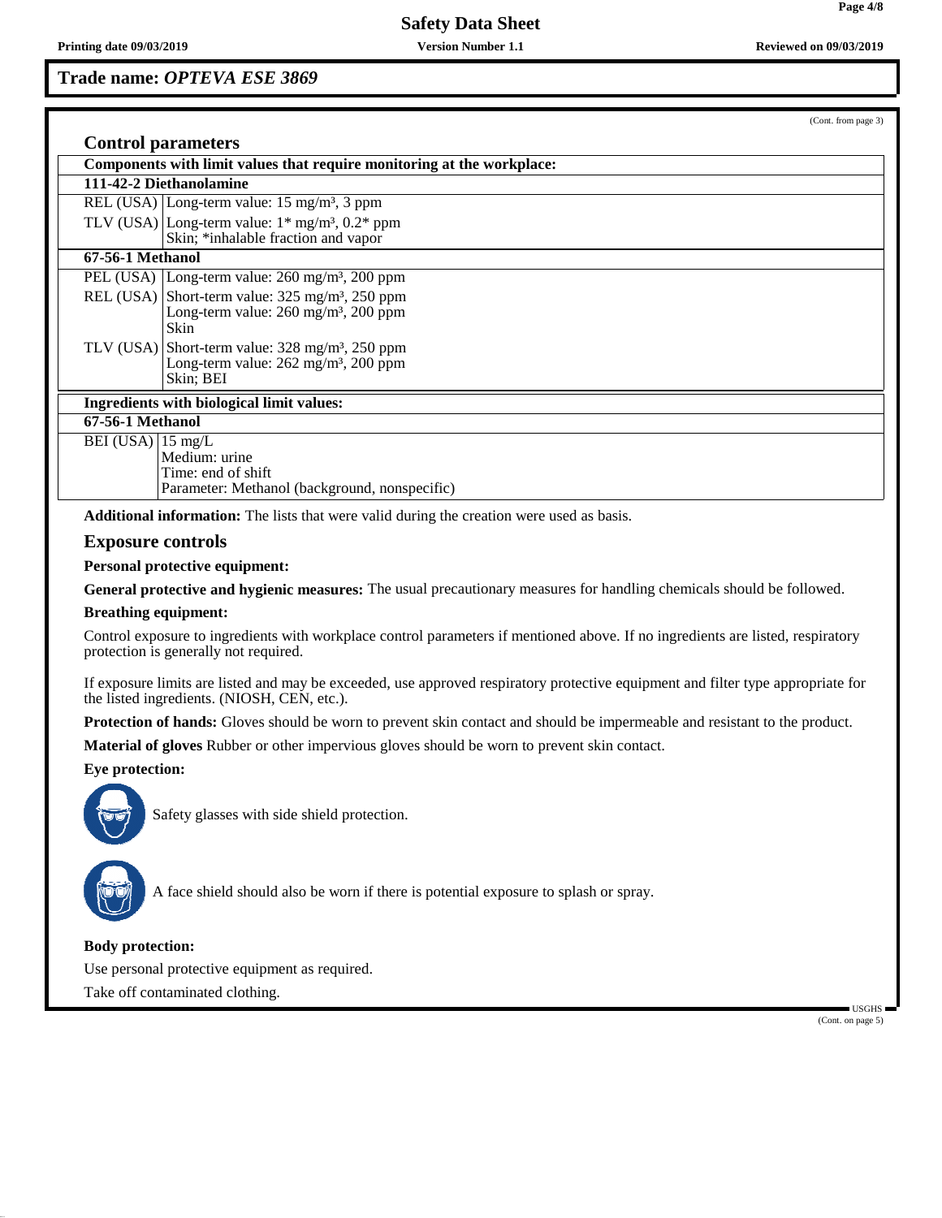**Trade name: *OPTEVA ESE 3869***

(Cont. from page 3)

## Control parameters

| Components with limit values that require monitoring at the workplace: | |
|---|---|
| **111-42-2 Diethanolamine** | |
| REL (USA) | Long-term value: 15 mg/m³, 3 ppm |
| TLV (USA) | Long-term value: 1* mg/m³, 0.2* ppm<br>Skin; *inhalable fraction and vapor |
| **67-56-1 Methanol** | |
| PEL (USA) | Long-term value: 260 mg/m³, 200 ppm |
| REL (USA) | Short-term value: 325 mg/m³, 250 ppm<br>Long-term value: 260 mg/m³, 200 ppm<br>Skin |
| TLV (USA) | Short-term value: 328 mg/m³, 250 ppm<br>Long-term value: 262 mg/m³, 200 ppm<br>Skin; BEI |

| Ingredients with biological limit values: | |
|---|---|
| **67-56-1 Methanol** | |
| BEI (USA) | 15 mg/L<br>Medium: urine<br>Time: end of shift<br>Parameter: Methanol (background, nonspecific) |

**Additional information:** The lists that were valid during the creation were used as basis.

## Exposure controls

**Personal protective equipment:**

**General protective and hygienic measures:** The usual precautionary measures for handling chemicals should be followed.

**Breathing equipment:**

Control exposure to ingredients with workplace control parameters if mentioned above. If no ingredients are listed, respiratory protection is generally not required.

If exposure limits are listed and may be exceeded, use approved respiratory protective equipment and filter type appropriate for the listed ingredients. (NIOSH, CEN, etc.).

**Protection of hands:** Gloves should be worn to prevent skin contact and should be impermeable and resistant to the product.

**Material of gloves** Rubber or other impervious gloves should be worn to prevent skin contact.

**Eye protection:**

Safety glasses with side shield protection.

A face shield should also be worn if there is potential exposure to splash or spray.

**Body protection:**

Use personal protective equipment as required.

Take off contaminated clothing.

(Cont. on page 5)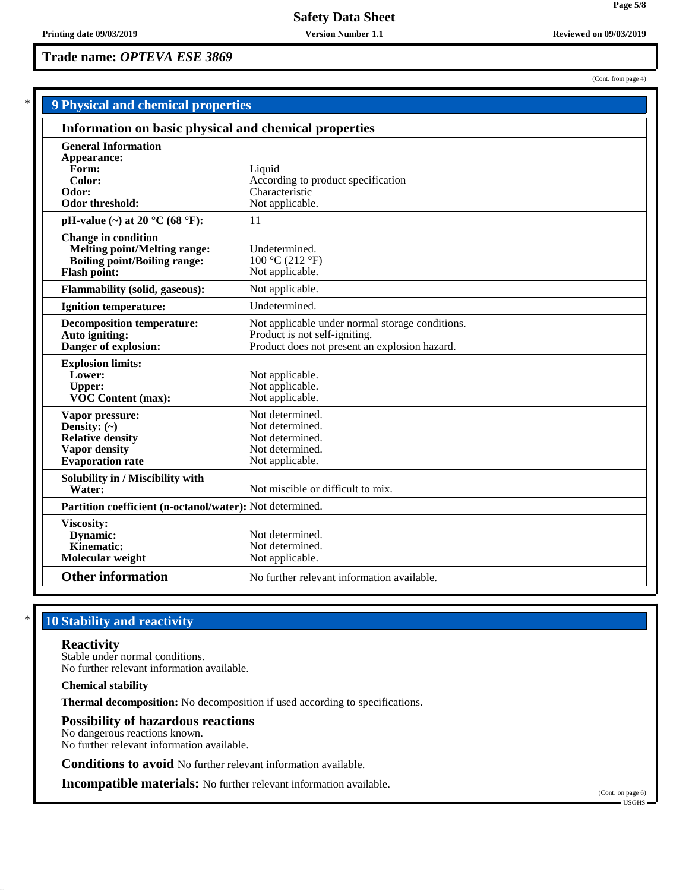Trade name: *OPTEVA ESE 3869*

(Cont. from page 4)

## 9 Physical and chemical properties

### Information on basic physical and chemical properties

| | |
|---|---|
| **General Information** | |
| **Appearance:** | |
| **Form:** | Liquid |
| **Color:** | According to product specification |
| **Odor:** | Characteristic |
| **Odor threshold:** | Not applicable. |
| **pH-value (~) at 20 °C (68 °F):** | 11 |
| **Change in condition** | |
| **Melting point/Melting range:** | Undetermined. |
| **Boiling point/Boiling range:** | 100 °C (212 °F) |
| **Flash point:** | Not applicable. |
| **Flammability (solid, gaseous):** | Not applicable. |
| **Ignition temperature:** | Undetermined. |
| **Decomposition temperature:** | Not applicable under normal storage conditions. |
| **Auto igniting:** | Product is not self-igniting. |
| **Danger of explosion:** | Product does not present an explosion hazard. |
| **Explosion limits:** | |
| **Lower:** | Not applicable. |
| **Upper:** | Not applicable. |
| **VOC Content (max):** | Not applicable. |
| **Vapor pressure:** | Not determined. |
| **Density: (~)** | Not determined. |
| **Relative density** | Not determined. |
| **Vapor density** | Not determined. |
| **Evaporation rate** | Not applicable. |
| **Solubility in / Miscibility with** | |
| **Water:** | Not miscible or difficult to mix. |
| **Partition coefficient (n-octanol/water):** | Not determined. |
| **Viscosity:** | |
| **Dynamic:** | Not determined. |
| **Kinematic:** | Not determined. |
| **Molecular weight** | Not applicable. |
| **Other information** | No further relevant information available. |

## 10 Stability and reactivity

### Reactivity
Stable under normal conditions.
No further relevant information available.

**Chemical stability**

**Thermal decomposition:** No decomposition if used according to specifications.

### Possibility of hazardous reactions
No dangerous reactions known.
No further relevant information available.

**Conditions to avoid** No further relevant information available.

**Incompatible materials:** No further relevant information available.

(Cont. on page 6)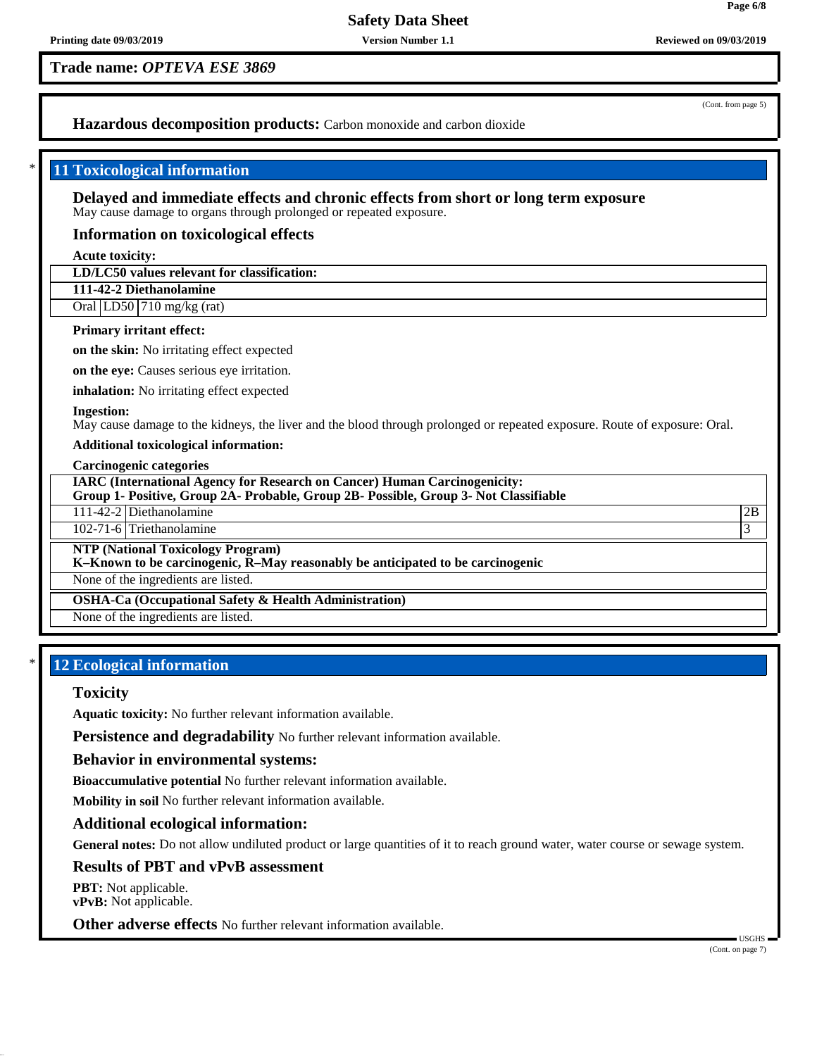**Trade name:** ***OPTEVA ESE 3869***

(Cont. from page 5)

**Hazardous decomposition products:** Carbon monoxide and carbon dioxide

## * 11 Toxicological information

### Delayed and immediate effects and chronic effects from short or long term exposure

May cause damage to organs through prolonged or repeated exposure.

### Information on toxicological effects

**Acute toxicity:**

| **LD/LC50 values relevant for classification:** | | |
|---|---|---|
| **111-42-2 Diethanolamine** | | |
| Oral | LD50 | 710 mg/kg (rat) |

**Primary irritant effect:**

**on the skin:** No irritating effect expected

**on the eye:** Causes serious eye irritation.

**inhalation:** No irritating effect expected

**Ingestion:**
May cause damage to the kidneys, the liver and the blood through prolonged or repeated exposure. Route of exposure: Oral.

**Additional toxicological information:**

**Carcinogenic categories**

| **IARC (International Agency for Research on Cancer) Human Carcinogenicity: Group 1- Positive, Group 2A- Probable, Group 2B- Possible, Group 3- Not Classifiable** | | |
|---|---|---|
| 111-42-2 | Diethanolamine | 2B |
| 102-71-6 | Triethanolamine | 3 |

| **NTP (National Toxicology Program) K–Known to be carcinogenic, R–May reasonably be anticipated to be carcinogenic** |
|---|
| None of the ingredients are listed. |

| **OSHA-Ca (Occupational Safety & Health Administration)** |
|---|
| None of the ingredients are listed. |

## * 12 Ecological information

### Toxicity

**Aquatic toxicity:** No further relevant information available.

**Persistence and degradability** No further relevant information available.

### Behavior in environmental systems:

**Bioaccumulative potential** No further relevant information available.

**Mobility in soil** No further relevant information available.

### Additional ecological information:

**General notes:** Do not allow undiluted product or large quantities of it to reach ground water, water course or sewage system.

### Results of PBT and vPvB assessment

**PBT:** Not applicable.
**vPvB:** Not applicable.

**Other adverse effects** No further relevant information available.

(Cont. on page 7)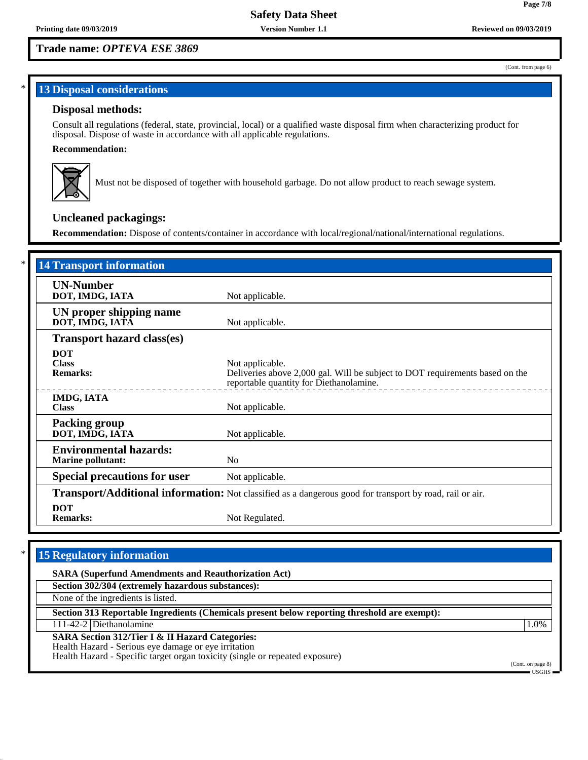**Trade name:** ***OPTEVA ESE 3869***

(Cont. from page 6)

## 13 Disposal considerations

### Disposal methods:

Consult all regulations (federal, state, provincial, local) or a qualified waste disposal firm when characterizing product for disposal. Dispose of waste in accordance with all applicable regulations.

**Recommendation:**

Must not be disposed of together with household garbage. Do not allow product to reach sewage system.

### Uncleaned packagings:

**Recommendation:** Dispose of contents/container in accordance with local/regional/national/international regulations.

## 14 Transport information

| | |
|---|---|
| **UN-Number** | |
| **DOT, IMDG, IATA** | Not applicable. |
| **UN proper shipping name** | |
| **DOT, IMDG, IATA** | Not applicable. |
| **Transport hazard class(es)** | |
| **DOT** | |
| **Class** | Not applicable. |
| **Remarks:** | Deliveries above 2,000 gal. Will be subject to DOT requirements based on the reportable quantity for Diethanolamine. |
| **IMDG, IATA** | |
| **Class** | Not applicable. |
| **Packing group** | |
| **DOT, IMDG, IATA** | Not applicable. |
| **Environmental hazards:** | |
| **Marine pollutant:** | No |
| **Special precautions for user** | Not applicable. |
| **Transport/Additional information:** | Not classified as a dangerous good for transport by road, rail or air. |
| **DOT** | |
| **Remarks:** | Not Regulated. |

## 15 Regulatory information

**SARA (Superfund Amendments and Reauthorization Act)**

**Section 302/304 (extremely hazardous substances):**

None of the ingredients is listed.

**Section 313 Reportable Ingredients (Chemicals present below reporting threshold are exempt):**

| | | |
|---|---|---|
| 111-42-2 | Diethanolamine | 1.0% |

**SARA Section 312/Tier I & II Hazard Categories:**

Health Hazard - Serious eye damage or eye irritation
Health Hazard - Specific target organ toxicity (single or repeated exposure)

(Cont. on page 8)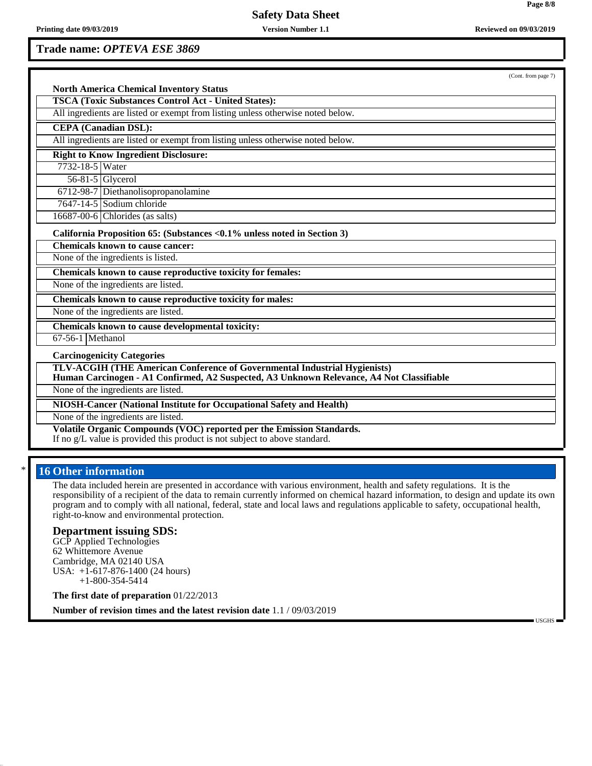**Trade name: *OPTEVA ESE 3869***

(Cont. from page 7)

**North America Chemical Inventory Status**

**TSCA (Toxic Substances Control Act - United States):**

All ingredients are listed or exempt from listing unless otherwise noted below.

**CEPA (Canadian DSL):**

All ingredients are listed or exempt from listing unless otherwise noted below.

**Right to Know Ingredient Disclosure:**

| | |
|---|---|
| 7732-18-5 | Water |
| 56-81-5 | Glycerol |
| 6712-98-7 | Diethanolisopropanolamine |
| 7647-14-5 | Sodium chloride |
| 16687-00-6 | Chlorides (as salts) |

**California Proposition 65: (Substances <0.1% unless noted in Section 3)**

**Chemicals known to cause cancer:**

None of the ingredients is listed.

**Chemicals known to cause reproductive toxicity for females:**

None of the ingredients are listed.

**Chemicals known to cause reproductive toxicity for males:**

None of the ingredients are listed.

**Chemicals known to cause developmental toxicity:**

| | |
|---|---|
| 67-56-1 | Methanol |

**Carcinogenicity Categories**

**TLV-ACGIH (THE American Conference of Governmental Industrial Hygienists)**
**Human Carcinogen - A1 Confirmed, A2 Suspected, A3 Unknown Relevance, A4 Not Classifiable**

None of the ingredients are listed.

**NIOSH-Cancer (National Institute for Occupational Safety and Health)**

None of the ingredients are listed.

**Volatile Organic Compounds (VOC) reported per the Emission Standards.**
If no g/L value is provided this product is not subject to above standard.

## * 16 Other information

The data included herein are presented in accordance with various environment, health and safety regulations. It is the responsibility of a recipient of the data to remain currently informed on chemical hazard information, to design and update its own program and to comply with all national, federal, state and local laws and regulations applicable to safety, occupational health, right-to-know and environmental protection.

### Department issuing SDS:

GCP Applied Technologies
62 Whittemore Avenue
Cambridge, MA 02140 USA
USA: +1-617-876-1400 (24 hours)
+1-800-354-5414

**The first date of preparation** 01/22/2013

**Number of revision times and the latest revision date** 1.1 / 09/03/2019

USGHS